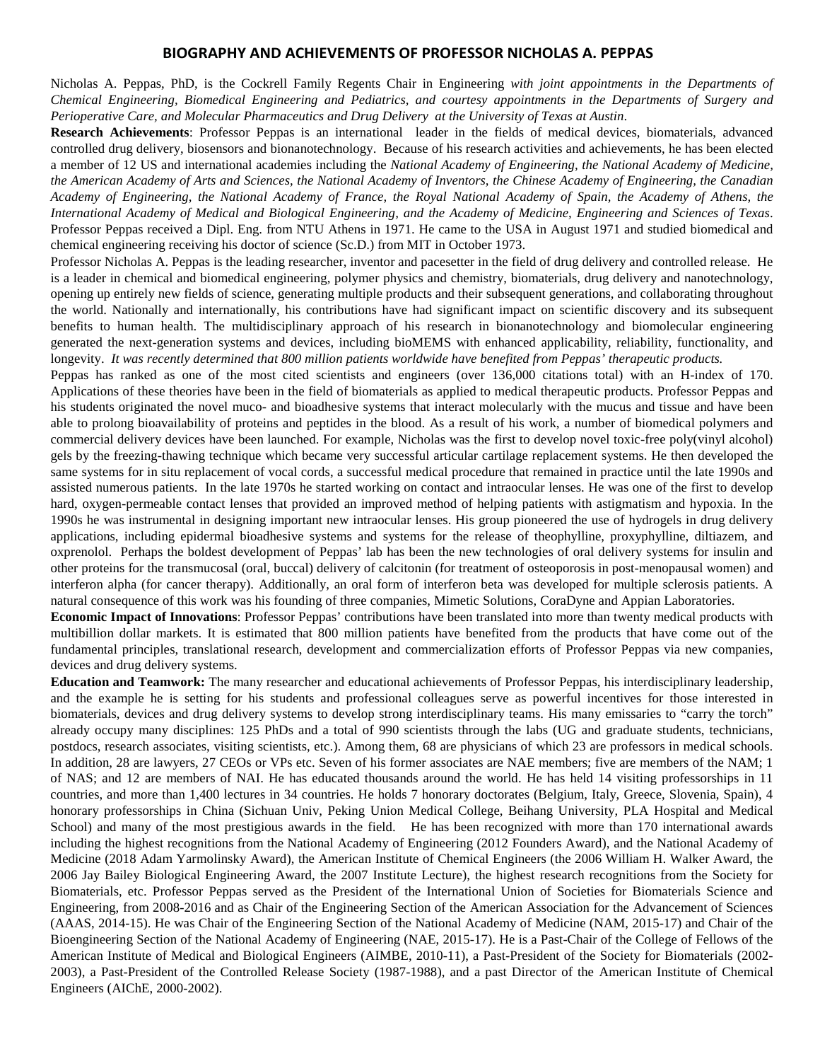# BIOGRAPHY AND ACHIEVEMENTS OF PROFESSOR NICHOLAS A. PEPPAS

Nicholas A. Peppas, PhD, is the Cockrell Family Regents Chair in Engineering *with joint appointments in the Departments of Chemical Engineering, Biomedical Engineering and Pediatrics, and courtesy appointments in the Departments of Surgery and Perioperative Care, and Molecular Pharmaceutics and Drug Delivery at the University of Texas at Austin*.

**Research Achievements**: Professor Peppas is an international leader in the fields of medical devices, biomaterials, advanced controlled drug delivery, biosensors and bionanotechnology. Because of his research activities and achievements, he has been elected a member of 12 US and international academies including the *National Academy of Engineering, the National Academy of Medicine, the American Academy of Arts and Sciences, the National Academy of Inventors, the Chinese Academy of Engineering, the Canadian Academy of Engineering, the National Academy of France, the Royal National Academy of Spain, the Academy of Athens, the International Academy of Medical and Biological Engineering, and the Academy of Medicine, Engineering and Sciences of Texas*. Professor Peppas received a Dipl. Eng. from NTU Athens in 1971. He came to the USA in August 1971 and studied biomedical and chemical engineering receiving his doctor of science (Sc.D.) from MIT in October 1973.

Professor Nicholas A. Peppas is the leading researcher, inventor and pacesetter in the field of drug delivery and controlled release. He is a leader in chemical and biomedical engineering, polymer physics and chemistry, biomaterials, drug delivery and nanotechnology, opening up entirely new fields of science, generating multiple products and their subsequent generations, and collaborating throughout the world. Nationally and internationally, his contributions have had significant impact on scientific discovery and its subsequent benefits to human health. The multidisciplinary approach of his research in bionanotechnology and biomolecular engineering generated the next-generation systems and devices, including bioMEMS with enhanced applicability, reliability, functionality, and longevity. *It was recently determined that 800 million patients worldwide have benefited from Peppas' therapeutic products.*

Peppas has ranked as one of the most cited scientists and engineers (over 136,000 citations total) with an H-index of 170. Applications of these theories have been in the field of biomaterials as applied to medical therapeutic products. Professor Peppas and his students originated the novel muco- and bioadhesive systems that interact molecularly with the mucus and tissue and have been able to prolong bioavailability of proteins and peptides in the blood. As a result of his work, a number of biomedical polymers and commercial delivery devices have been launched. For example, Nicholas was the first to develop novel toxic-free poly(vinyl alcohol) gels by the freezing-thawing technique which became very successful articular cartilage replacement systems. He then developed the same systems for in situ replacement of vocal cords, a successful medical procedure that remained in practice until the late 1990s and assisted numerous patients. In the late 1970s he started working on contact and intraocular lenses. He was one of the first to develop hard, oxygen-permeable contact lenses that provided an improved method of helping patients with astigmatism and hypoxia. In the 1990s he was instrumental in designing important new intraocular lenses. His group pioneered the use of hydrogels in drug delivery applications, including epidermal bioadhesive systems and systems for the release of theophylline, proxyphylline, diltiazem, and oxprenolol. Perhaps the boldest development of Peppas' lab has been the new technologies of oral delivery systems for insulin and other proteins for the transmucosal (oral, buccal) delivery of calcitonin (for treatment of osteoporosis in post-menopausal women) and interferon alpha (for cancer therapy). Additionally, an oral form of interferon beta was developed for multiple sclerosis patients. A natural consequence of this work was his founding of three companies, Mimetic Solutions, CoraDyne and Appian Laboratories.

**Economic Impact of Innovations**: Professor Peppas' contributions have been translated into more than twenty medical products with multibillion dollar markets. It is estimated that 800 million patients have benefited from the products that have come out of the fundamental principles, translational research, development and commercialization efforts of Professor Peppas via new companies, devices and drug delivery systems.

**Education and Teamwork:** The many researcher and educational achievements of Professor Peppas, his interdisciplinary leadership, and the example he is setting for his students and professional colleagues serve as powerful incentives for those interested in biomaterials, devices and drug delivery systems to develop strong interdisciplinary teams. His many emissaries to "carry the torch" already occupy many disciplines: 125 PhDs and a total of 990 scientists through the labs (UG and graduate students, technicians, postdocs, research associates, visiting scientists, etc.). Among them, 68 are physicians of which 23 are professors in medical schools. In addition, 28 are lawyers, 27 CEOs or VPs etc. Seven of his former associates are NAE members; five are members of the NAM; 1 of NAS; and 12 are members of NAI. He has educated thousands around the world. He has held 14 visiting professorships in 11 countries, and more than 1,400 lectures in 34 countries. He holds 7 honorary doctorates (Belgium, Italy, Greece, Slovenia, Spain), 4 honorary professorships in China (Sichuan Univ, Peking Union Medical College, Beihang University, PLA Hospital and Medical School) and many of the most prestigious awards in the field. He has been recognized with more than 170 international awards including the highest recognitions from the National Academy of Engineering (2012 Founders Award), and the National Academy of Medicine (2018 Adam Yarmolinsky Award), the American Institute of Chemical Engineers (the 2006 William H. Walker Award, the 2006 Jay Bailey Biological Engineering Award, the 2007 Institute Lecture), the highest research recognitions from the Society for Biomaterials, etc. Professor Peppas served as the President of the International Union of Societies for Biomaterials Science and Engineering, from 2008-2016 and as Chair of the Engineering Section of the American Association for the Advancement of Sciences (AAAS, 2014-15). He was Chair of the Engineering Section of the National Academy of Medicine (NAM, 2015-17) and Chair of the Bioengineering Section of the National Academy of Engineering (NAE, 2015-17). He is a Past-Chair of the College of Fellows of the American Institute of Medical and Biological Engineers (AIMBE, 2010-11), a Past-President of the Society for Biomaterials (2002-2003), a Past-President of the Controlled Release Society (1987-1988), and a past Director of the American Institute of Chemical Engineers (AIChE, 2000-2002).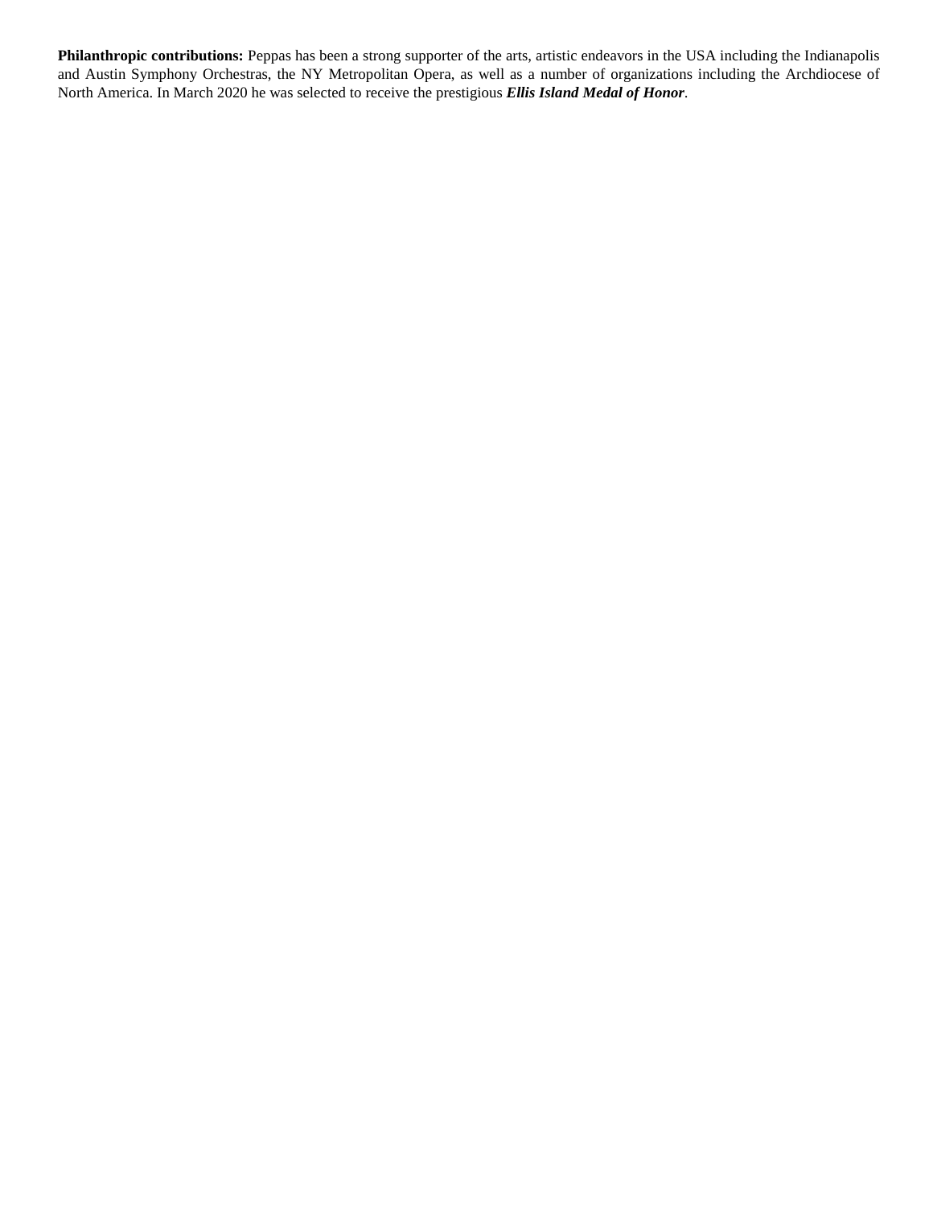**Philanthropic contributions:** Peppas has been a strong supporter of the arts, artistic endeavors in the USA including the Indianapolis and Austin Symphony Orchestras, the NY Metropolitan Opera, as well as a number of organizations including the Archdiocese of North America. In March 2020 he was selected to receive the prestigious ***Ellis Island Medal of Honor***.